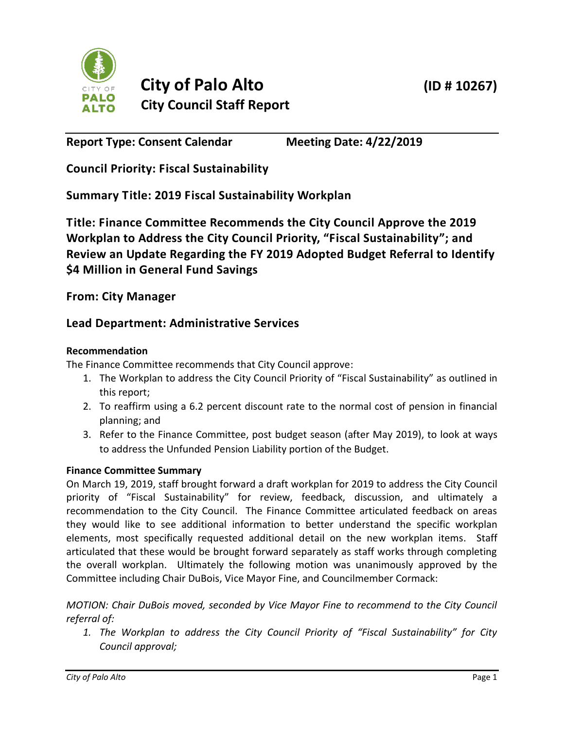# City of Palo Alto

**(ID # 10267)**

## City Council Staff Report

**Report Type: Consent Calendar** **Meeting Date: 4/22/2019**

**Council Priority: Fiscal Sustainability**

**Summary Title: 2019 Fiscal Sustainability Workplan**

**Title: Finance Committee Recommends the City Council Approve the 2019 Workplan to Address the City Council Priority, "Fiscal Sustainability"; and Review an Update Regarding the FY 2019 Adopted Budget Referral to Identify $4 Million in General Fund Savings**

**From: City Manager**

**Lead Department: Administrative Services**

**Recommendation**

The Finance Committee recommends that City Council approve:

1. The Workplan to address the City Council Priority of "Fiscal Sustainability" as outlined in this report;
2. To reaffirm using a 6.2 percent discount rate to the normal cost of pension in financial planning; and
3. Refer to the Finance Committee, post budget season (after May 2019), to look at ways to address the Unfunded Pension Liability portion of the Budget.

**Finance Committee Summary**

On March 19, 2019, staff brought forward a draft workplan for 2019 to address the City Council priority of "Fiscal Sustainability" for review, feedback, discussion, and ultimately a recommendation to the City Council. The Finance Committee articulated feedback on areas they would like to see additional information to better understand the specific workplan elements, most specifically requested additional detail on the new workplan items. Staff articulated that these would be brought forward separately as staff works through completing the overall workplan. Ultimately the following motion was unanimously approved by the Committee including Chair DuBois, Vice Mayor Fine, and Councilmember Cormack:

*MOTION: Chair DuBois moved, seconded by Vice Mayor Fine to recommend to the City Council referral of:*

1. *The Workplan to address the City Council Priority of "Fiscal Sustainability" for City Council approval;*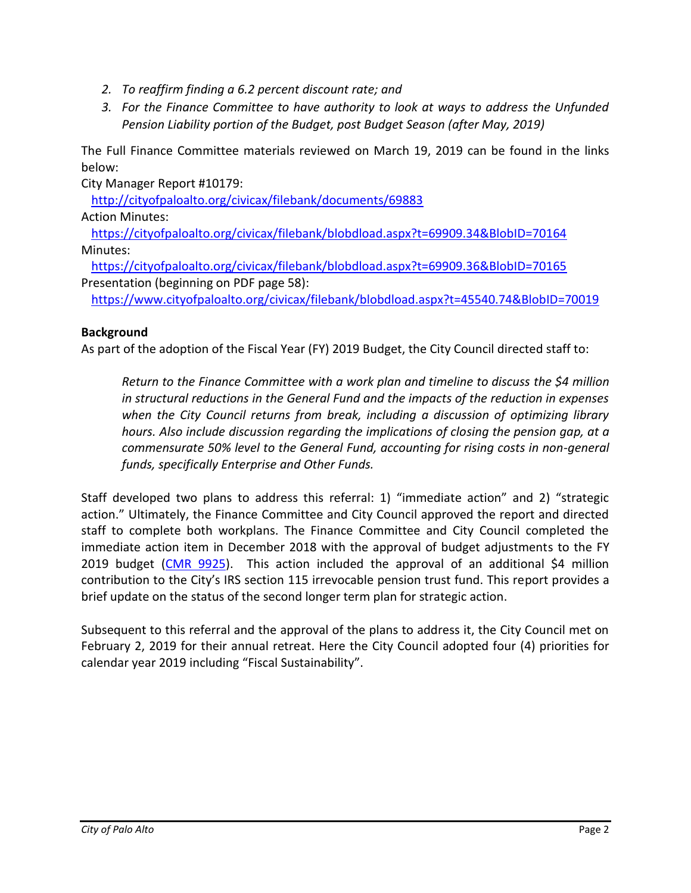2. *To reaffirm finding a 6.2 percent discount rate; and*
3. *For the Finance Committee to have authority to look at ways to address the Unfunded Pension Liability portion of the Budget, post Budget Season (after May, 2019)*

The Full Finance Committee materials reviewed on March 19, 2019 can be found in the links below:

City Manager Report #10179:
[http://cityofpaloalto.org/civicax/filebank/documents/69883](http://cityofpaloalto.org/civicax/filebank/documents/69883)

Action Minutes:
[https://cityofpaloalto.org/civicax/filebank/blobdload.aspx?t=69909.34&BlobID=70164](https://cityofpaloalto.org/civicax/filebank/blobdload.aspx?t=69909.34&BlobID=70164)

Minutes:
[https://cityofpaloalto.org/civicax/filebank/blobdload.aspx?t=69909.36&BlobID=70165](https://cityofpaloalto.org/civicax/filebank/blobdload.aspx?t=69909.36&BlobID=70165)

Presentation (beginning on PDF page 58):
[https://www.cityofpaloalto.org/civicax/filebank/blobdload.aspx?t=45540.74&BlobID=70019](https://www.cityofpaloalto.org/civicax/filebank/blobdload.aspx?t=45540.74&BlobID=70019)

**Background**

As part of the adoption of the Fiscal Year (FY) 2019 Budget, the City Council directed staff to:

> *Return to the Finance Committee with a work plan and timeline to discuss the $4 million in structural reductions in the General Fund and the impacts of the reduction in expenses when the City Council returns from break, including a discussion of optimizing library hours. Also include discussion regarding the implications of closing the pension gap, at a commensurate 50% level to the General Fund, accounting for rising costs in non-general funds, specifically Enterprise and Other Funds.*

Staff developed two plans to address this referral: 1) "immediate action" and 2) "strategic action." Ultimately, the Finance Committee and City Council approved the report and directed staff to complete both workplans. The Finance Committee and City Council completed the immediate action item in December 2018 with the approval of budget adjustments to the FY 2019 budget (CMR 9925). This action included the approval of an additional $4 million contribution to the City's IRS section 115 irrevocable pension trust fund. This report provides a brief update on the status of the second longer term plan for strategic action.

Subsequent to this referral and the approval of the plans to address it, the City Council met on February 2, 2019 for their annual retreat. Here the City Council adopted four (4) priorities for calendar year 2019 including "Fiscal Sustainability".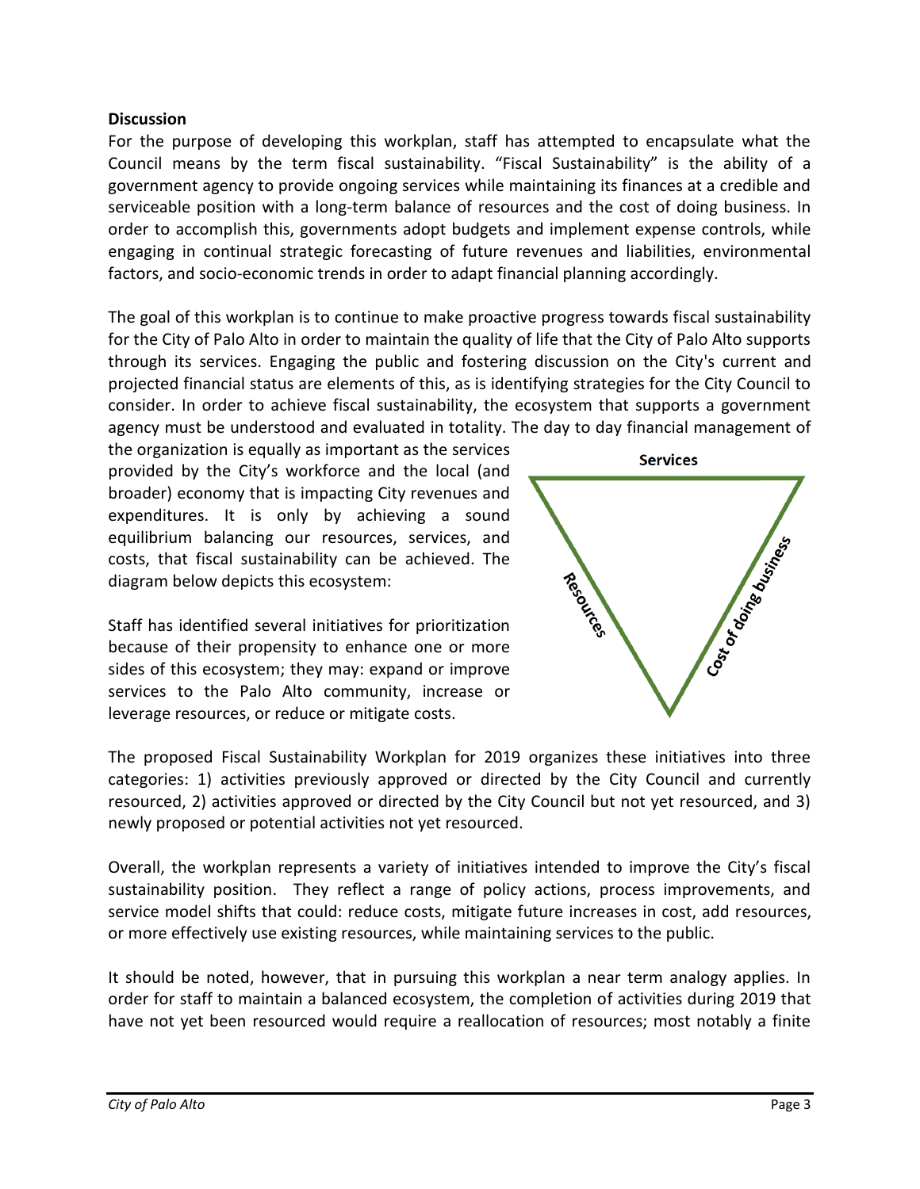**Discussion**

For the purpose of developing this workplan, staff has attempted to encapsulate what the Council means by the term fiscal sustainability. "Fiscal Sustainability" is the ability of a government agency to provide ongoing services while maintaining its finances at a credible and serviceable position with a long-term balance of resources and the cost of doing business. In order to accomplish this, governments adopt budgets and implement expense controls, while engaging in continual strategic forecasting of future revenues and liabilities, environmental factors, and socio-economic trends in order to adapt financial planning accordingly.

The goal of this workplan is to continue to make proactive progress towards fiscal sustainability for the City of Palo Alto in order to maintain the quality of life that the City of Palo Alto supports through its services. Engaging the public and fostering discussion on the City's current and projected financial status are elements of this, as is identifying strategies for the City Council to consider. In order to achieve fiscal sustainability, the ecosystem that supports a government agency must be understood and evaluated in totality. The day to day financial management of the organization is equally as important as the services provided by the City's workforce and the local (and broader) economy that is impacting City revenues and expenditures. It is only by achieving a sound equilibrium balancing our resources, services, and costs, that fiscal sustainability can be achieved. The diagram below depicts this ecosystem:

Services

Resources

Cost of doing business

Staff has identified several initiatives for prioritization because of their propensity to enhance one or more sides of this ecosystem; they may: expand or improve services to the Palo Alto community, increase or leverage resources, or reduce or mitigate costs.

The proposed Fiscal Sustainability Workplan for 2019 organizes these initiatives into three categories: 1) activities previously approved or directed by the City Council and currently resourced, 2) activities approved or directed by the City Council but not yet resourced, and 3) newly proposed or potential activities not yet resourced.

Overall, the workplan represents a variety of initiatives intended to improve the City's fiscal sustainability position. They reflect a range of policy actions, process improvements, and service model shifts that could: reduce costs, mitigate future increases in cost, add resources, or more effectively use existing resources, while maintaining services to the public.

It should be noted, however, that in pursuing this workplan a near term analogy applies. In order for staff to maintain a balanced ecosystem, the completion of activities during 2019 that have not yet been resourced would require a reallocation of resources; most notably a finite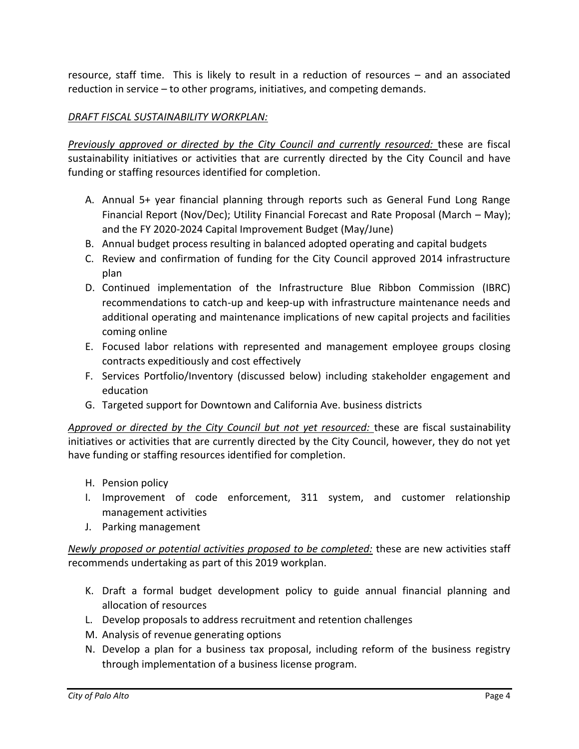resource, staff time. This is likely to result in a reduction of resources – and an associated reduction in service – to other programs, initiatives, and competing demands.

*DRAFT FISCAL SUSTAINABILITY WORKPLAN:*

*Previously approved or directed by the City Council and currently resourced:* these are fiscal sustainability initiatives or activities that are currently directed by the City Council and have funding or staffing resources identified for completion.

A. Annual 5+ year financial planning through reports such as General Fund Long Range Financial Report (Nov/Dec); Utility Financial Forecast and Rate Proposal (March – May); and the FY 2020-2024 Capital Improvement Budget (May/June)
B. Annual budget process resulting in balanced adopted operating and capital budgets
C. Review and confirmation of funding for the City Council approved 2014 infrastructure plan
D. Continued implementation of the Infrastructure Blue Ribbon Commission (IBRC) recommendations to catch-up and keep-up with infrastructure maintenance needs and additional operating and maintenance implications of new capital projects and facilities coming online
E. Focused labor relations with represented and management employee groups closing contracts expeditiously and cost effectively
F. Services Portfolio/Inventory (discussed below) including stakeholder engagement and education
G. Targeted support for Downtown and California Ave. business districts

*Approved or directed by the City Council but not yet resourced:* these are fiscal sustainability initiatives or activities that are currently directed by the City Council, however, they do not yet have funding or staffing resources identified for completion.

H. Pension policy
I. Improvement of code enforcement, 311 system, and customer relationship management activities
J. Parking management

*Newly proposed or potential activities proposed to be completed:* these are new activities staff recommends undertaking as part of this 2019 workplan.

K. Draft a formal budget development policy to guide annual financial planning and allocation of resources
L. Develop proposals to address recruitment and retention challenges
M. Analysis of revenue generating options
N. Develop a plan for a business tax proposal, including reform of the business registry through implementation of a business license program.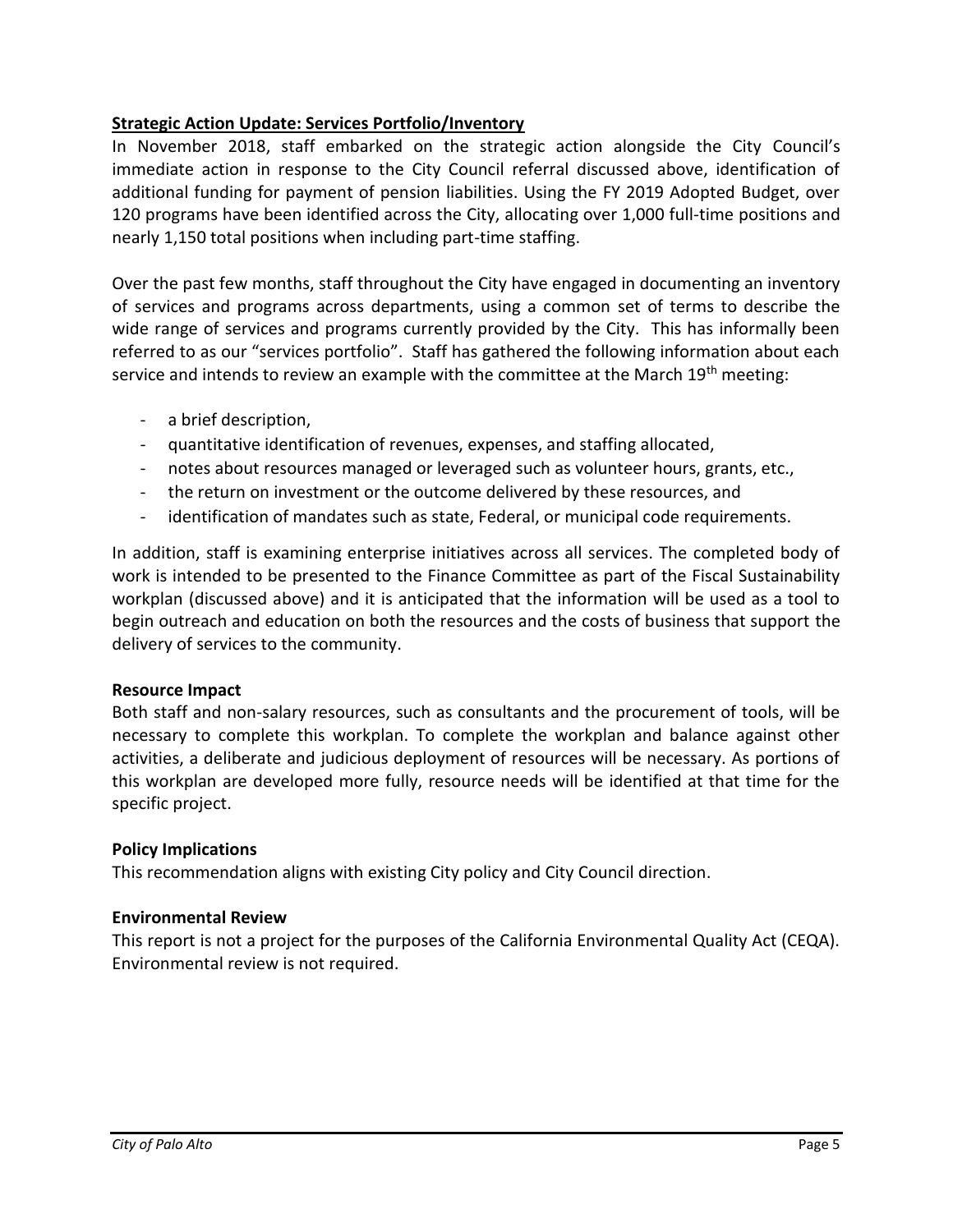**Strategic Action Update: Services Portfolio/Inventory**

In November 2018, staff embarked on the strategic action alongside the City Council's immediate action in response to the City Council referral discussed above, identification of additional funding for payment of pension liabilities. Using the FY 2019 Adopted Budget, over 120 programs have been identified across the City, allocating over 1,000 full-time positions and nearly 1,150 total positions when including part-time staffing.

Over the past few months, staff throughout the City have engaged in documenting an inventory of services and programs across departments, using a common set of terms to describe the wide range of services and programs currently provided by the City. This has informally been referred to as our "services portfolio". Staff has gathered the following information about each service and intends to review an example with the committee at the March 19th meeting:

- a brief description,
- quantitative identification of revenues, expenses, and staffing allocated,
- notes about resources managed or leveraged such as volunteer hours, grants, etc.,
- the return on investment or the outcome delivered by these resources, and
- identification of mandates such as state, Federal, or municipal code requirements.

In addition, staff is examining enterprise initiatives across all services. The completed body of work is intended to be presented to the Finance Committee as part of the Fiscal Sustainability workplan (discussed above) and it is anticipated that the information will be used as a tool to begin outreach and education on both the resources and the costs of business that support the delivery of services to the community.

**Resource Impact**

Both staff and non-salary resources, such as consultants and the procurement of tools, will be necessary to complete this workplan. To complete the workplan and balance against other activities, a deliberate and judicious deployment of resources will be necessary. As portions of this workplan are developed more fully, resource needs will be identified at that time for the specific project.

**Policy Implications**

This recommendation aligns with existing City policy and City Council direction.

**Environmental Review**

This report is not a project for the purposes of the California Environmental Quality Act (CEQA). Environmental review is not required.